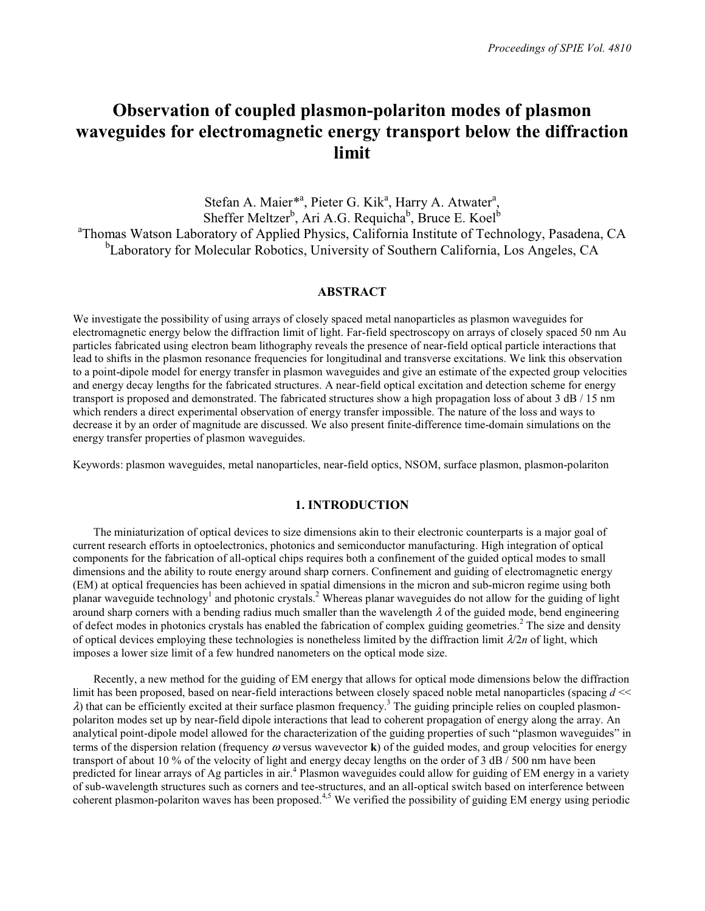# Observation of coupled plasmon-polariton modes of plasmon waveguides for electromagnetic energy transport below the diffraction limit

Stefan A. Maier*[a], Pieter G. Kik[a], Harry A. Atwater[a], Sheffer Meltzer[b], Ari A.G. Requicha[b], Bruce E. Koel[b]

[a]Thomas Watson Laboratory of Applied Physics, California Institute of Technology, Pasadena, CA
[b]Laboratory for Molecular Robotics, University of Southern California, Los Angeles, CA

## ABSTRACT

We investigate the possibility of using arrays of closely spaced metal nanoparticles as plasmon waveguides for electromagnetic energy below the diffraction limit of light. Far-field spectroscopy on arrays of closely spaced 50 nm Au particles fabricated using electron beam lithography reveals the presence of near-field optical particle interactions that lead to shifts in the plasmon resonance frequencies for longitudinal and transverse excitations. We link this observation to a point-dipole model for energy transfer in plasmon waveguides and give an estimate of the expected group velocities and energy decay lengths for the fabricated structures. A near-field optical excitation and detection scheme for energy transport is proposed and demonstrated. The fabricated structures show a high propagation loss of about 3 dB / 15 nm which renders a direct experimental observation of energy transfer impossible. The nature of the loss and ways to decrease it by an order of magnitude are discussed. We also present finite-difference time-domain simulations on the energy transfer properties of plasmon waveguides.

Keywords: plasmon waveguides, metal nanoparticles, near-field optics, NSOM, surface plasmon, plasmon-polariton

## 1. INTRODUCTION

The miniaturization of optical devices to size dimensions akin to their electronic counterparts is a major goal of current research efforts in optoelectronics, photonics and semiconductor manufacturing. High integration of optical components for the fabrication of all-optical chips requires both a confinement of the guided optical modes to small dimensions and the ability to route energy around sharp corners. Confinement and guiding of electromagnetic energy (EM) at optical frequencies has been achieved in spatial dimensions in the micron and sub-micron regime using both planar waveguide technology[1] and photonic crystals.[2] Whereas planar waveguides do not allow for the guiding of light around sharp corners with a bending radius much smaller than the wavelength $\lambda$ of the guided mode, bend engineering of defect modes in photonics crystals has enabled the fabrication of complex guiding geometries.[2] The size and density of optical devices employing these technologies is nonetheless limited by the diffraction limit $\lambda/2n$ of light, which imposes a lower size limit of a few hundred nanometers on the optical mode size.

Recently, a new method for the guiding of EM energy that allows for optical mode dimensions below the diffraction limit has been proposed, based on near-field interactions between closely spaced noble metal nanoparticles (spacing $d \ll \lambda$) that can be efficiently excited at their surface plasmon frequency.[3] The guiding principle relies on coupled plasmon-polariton modes set up by near-field dipole interactions that lead to coherent propagation of energy along the array. An analytical point-dipole model allowed for the characterization of the guiding properties of such "plasmon waveguides" in terms of the dispersion relation (frequency $\omega$ versus wavevector **k**) of the guided modes, and group velocities for energy transport of about 10 % of the velocity of light and energy decay lengths on the order of 3 dB / 500 nm have been predicted for linear arrays of Ag particles in air.[4] Plasmon waveguides could allow for guiding of EM energy in a variety of sub-wavelength structures such as corners and tee-structures, and an all-optical switch based on interference between coherent plasmon-polariton waves has been proposed.[4,5] We verified the possibility of guiding EM energy using periodic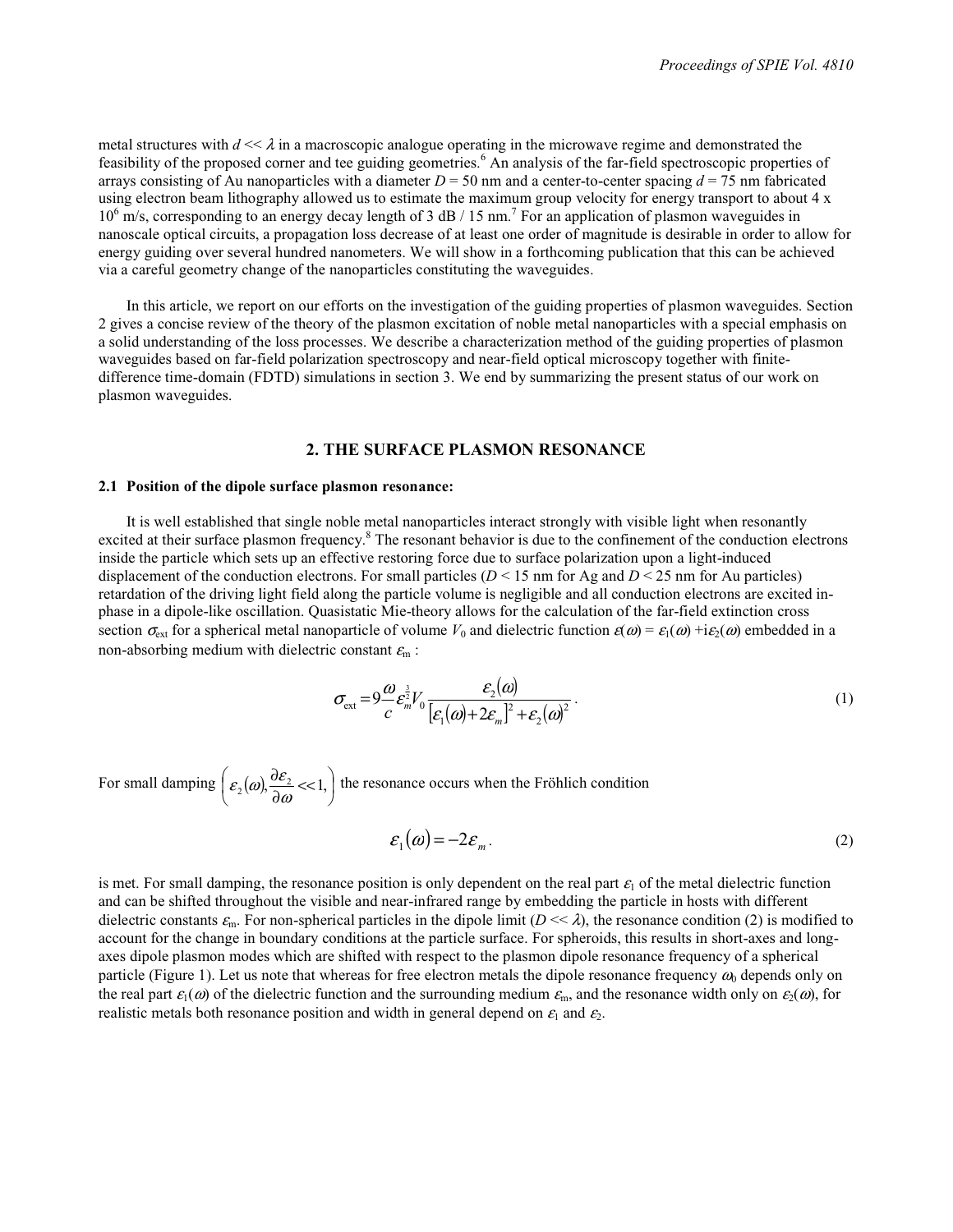metal structures with $d << \lambda$ in a macroscopic analogue operating in the microwave regime and demonstrated the feasibility of the proposed corner and tee guiding geometries.[6] An analysis of the far-field spectroscopic properties of arrays consisting of Au nanoparticles with a diameter $D = 50$ nm and a center-to-center spacing $d = 75$ nm fabricated using electron beam lithography allowed us to estimate the maximum group velocity for energy transport to about 4 x $10^6$ m/s, corresponding to an energy decay length of 3 dB / 15 nm.[7] For an application of plasmon waveguides in nanoscale optical circuits, a propagation loss decrease of at least one order of magnitude is desirable in order to allow for energy guiding over several hundred nanometers. We will show in a forthcoming publication that this can be achieved via a careful geometry change of the nanoparticles constituting the waveguides.

In this article, we report on our efforts on the investigation of the guiding properties of plasmon waveguides. Section 2 gives a concise review of the theory of the plasmon excitation of noble metal nanoparticles with a special emphasis on a solid understanding of the loss processes. We describe a characterization method of the guiding properties of plasmon waveguides based on far-field polarization spectroscopy and near-field optical microscopy together with finite-difference time-domain (FDTD) simulations in section 3. We end by summarizing the present status of our work on plasmon waveguides.

## 2. THE SURFACE PLASMON RESONANCE

### 2.1 Position of the dipole surface plasmon resonance:

It is well established that single noble metal nanoparticles interact strongly with visible light when resonantly excited at their surface plasmon frequency.[8] The resonant behavior is due to the confinement of the conduction electrons inside the particle which sets up an effective restoring force due to surface polarization upon a light-induced displacement of the conduction electrons. For small particles ($D < 15$ nm for Ag and $D < 25$ nm for Au particles) retardation of the driving light field along the particle volume is negligible and all conduction electrons are excited in-phase in a dipole-like oscillation. Quasistatic Mie-theory allows for the calculation of the far-field extinction cross section $\sigma_{ext}$ for a spherical metal nanoparticle of volume $V_0$ and dielectric function $\varepsilon(\omega) = \varepsilon_1(\omega) + i\varepsilon_2(\omega)$ embedded in a non-absorbing medium with dielectric constant $\varepsilon_m$ :

$$\sigma_{ext} = 9\frac{\omega}{c}\varepsilon_m^{\frac{3}{2}}V_0\frac{\varepsilon_2(\omega)}{[\varepsilon_1(\omega)+2\varepsilon_m]^2+\varepsilon_2(\omega)^2}. \tag{1}$$

For small damping $\left(\varepsilon_2(\omega), \frac{\partial \varepsilon_2}{\partial \omega} << 1,\right)$ the resonance occurs when the Fröhlich condition

$$\varepsilon_1(\omega) = -2\varepsilon_m. \tag{2}$$

is met. For small damping, the resonance position is only dependent on the real part $\varepsilon_1$ of the metal dielectric function and can be shifted throughout the visible and near-infrared range by embedding the particle in hosts with different dielectric constants $\varepsilon_m$. For non-spherical particles in the dipole limit ($D << \lambda$), the resonance condition (2) is modified to account for the change in boundary conditions at the particle surface. For spheroids, this results in short-axes and long-axes dipole plasmon modes which are shifted with respect to the plasmon dipole resonance frequency of a spherical particle (Figure 1). Let us note that whereas for free electron metals the dipole resonance frequency $\omega_0$ depends only on the real part $\varepsilon_1(\omega)$ of the dielectric function and the surrounding medium $\varepsilon_m$, and the resonance width only on $\varepsilon_2(\omega)$, for realistic metals both resonance position and width in general depend on $\varepsilon_1$ and $\varepsilon_2$.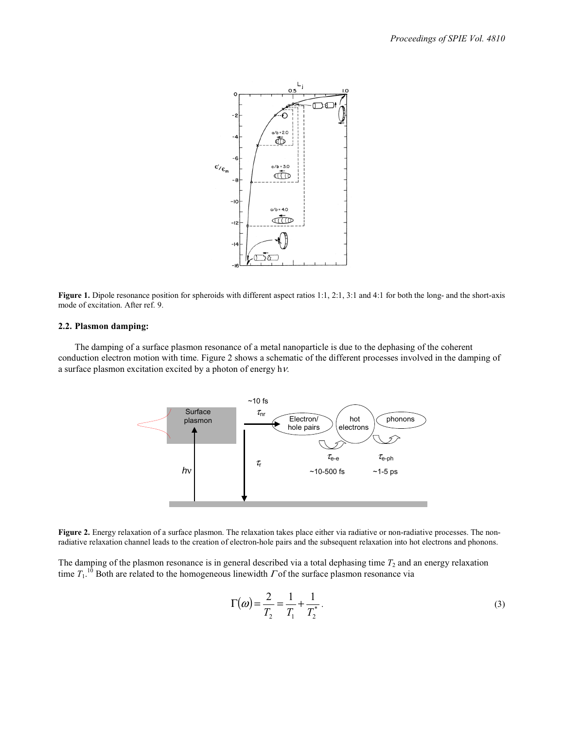**Figure 1.** Dipole resonance position for spheroids with different aspect ratios 1:1, 2:1, 3:1 and 4:1 for both the long- and the short-axis mode of excitation. After ref. 9.

### 2.2. Plasmon damping:

The damping of a surface plasmon resonance of a metal nanoparticle is due to the dephasing of the coherent conduction electron motion with time. Figure 2 shows a schematic of the different processes involved in the damping of a surface plasmon excitation excited by a photon of energy h$\nu$.

**Figure 2.** Energy relaxation of a surface plasmon. The relaxation takes place either via radiative or non-radiative processes. The non-radiative relaxation channel leads to the creation of electron-hole pairs and the subsequent relaxation into hot electrons and phonons.

The damping of the plasmon resonance is in general described via a total dephasing time $T_2$ and an energy relaxation time $T_1$.[10] Both are related to the homogeneous linewidth $\Gamma$ of the surface plasmon resonance via

$$\Gamma(\omega) = \frac{2}{T_2} = \frac{1}{T_1} + \frac{1}{T_2^*}. \tag{3}$$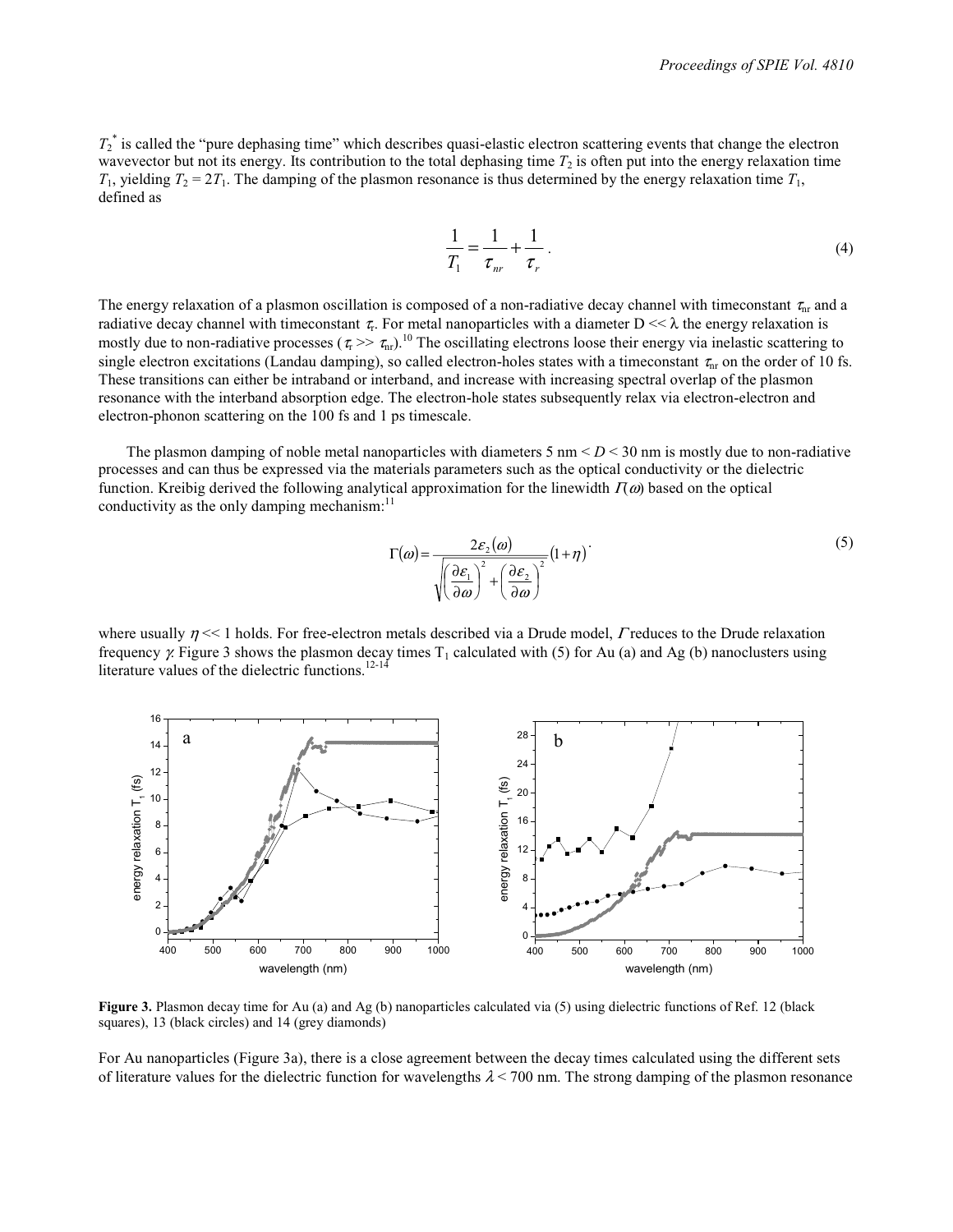$T_2^*$ is called the "pure dephasing time" which describes quasi-elastic electron scattering events that change the electron wavevector but not its energy. Its contribution to the total dephasing time $T_2$ is often put into the energy relaxation time $T_1$, yielding $T_2 = 2T_1$. The damping of the plasmon resonance is thus determined by the energy relaxation time $T_1$, defined as

$$\frac{1}{T_1} = \frac{1}{\tau_{nr}} + \frac{1}{\tau_r}. \tag{4}$$

The energy relaxation of a plasmon oscillation is composed of a non-radiative decay channel with timeconstant $\tau_{nr}$ and a radiative decay channel with timeconstant $\tau_r$. For metal nanoparticles with a diameter $D \ll \lambda$ the energy relaxation is mostly due to non-radiative processes ($\tau_r \gg \tau_{nr}$).[10] The oscillating electrons loose their energy via inelastic scattering to single electron excitations (Landau damping), so called electron-holes states with a timeconstant $\tau_{nr}$ on the order of 10 fs. These transitions can either be intraband or interband, and increase with increasing spectral overlap of the plasmon resonance with the interband absorption edge. The electron-hole states subsequently relax via electron-electron and electron-phonon scattering on the 100 fs and 1 ps timescale.

The plasmon damping of noble metal nanoparticles with diameters 5 nm < $D$ < 30 nm is mostly due to non-radiative processes and can thus be expressed via the materials parameters such as the optical conductivity or the dielectric function. Kreibig derived the following analytical approximation for the linewidth $\Gamma(\omega)$ based on the optical conductivity as the only damping mechanism:[11]

$$\Gamma(\omega) = \frac{2\varepsilon_2(\omega)}{\sqrt{\left(\frac{\partial \varepsilon_1}{\partial \omega}\right)^2 + \left(\frac{\partial \varepsilon_2}{\partial \omega}\right)^2}}(1+\eta). \tag{5}$$

where usually $\eta \ll 1$ holds. For free-electron metals described via a Drude model, $\Gamma$ reduces to the Drude relaxation frequency $\gamma$. Figure 3 shows the plasmon decay times $T_1$ calculated with (5) for Au (a) and Ag (b) nanoclusters using literature values of the dielectric functions.[12-14]

a
energy relaxation $T_1$ (fs)
wavelength (nm)
0 2 4 6 8 10 12 14 16
400 500 600 700 800 900 1000

b
energy relaxation $T_1$ (fs)
wavelength (nm)
0 4 8 12 16 20 24 28
400 500 600 700 800 900 1000

**Figure 3.** Plasmon decay time for Au (a) and Ag (b) nanoparticles calculated via (5) using dielectric functions of Ref. 12 (black squares), 13 (black circles) and 14 (grey diamonds)

For Au nanoparticles (Figure 3a), there is a close agreement between the decay times calculated using the different sets of literature values for the dielectric function for wavelengths $\lambda$ < 700 nm. The strong damping of the plasmon resonance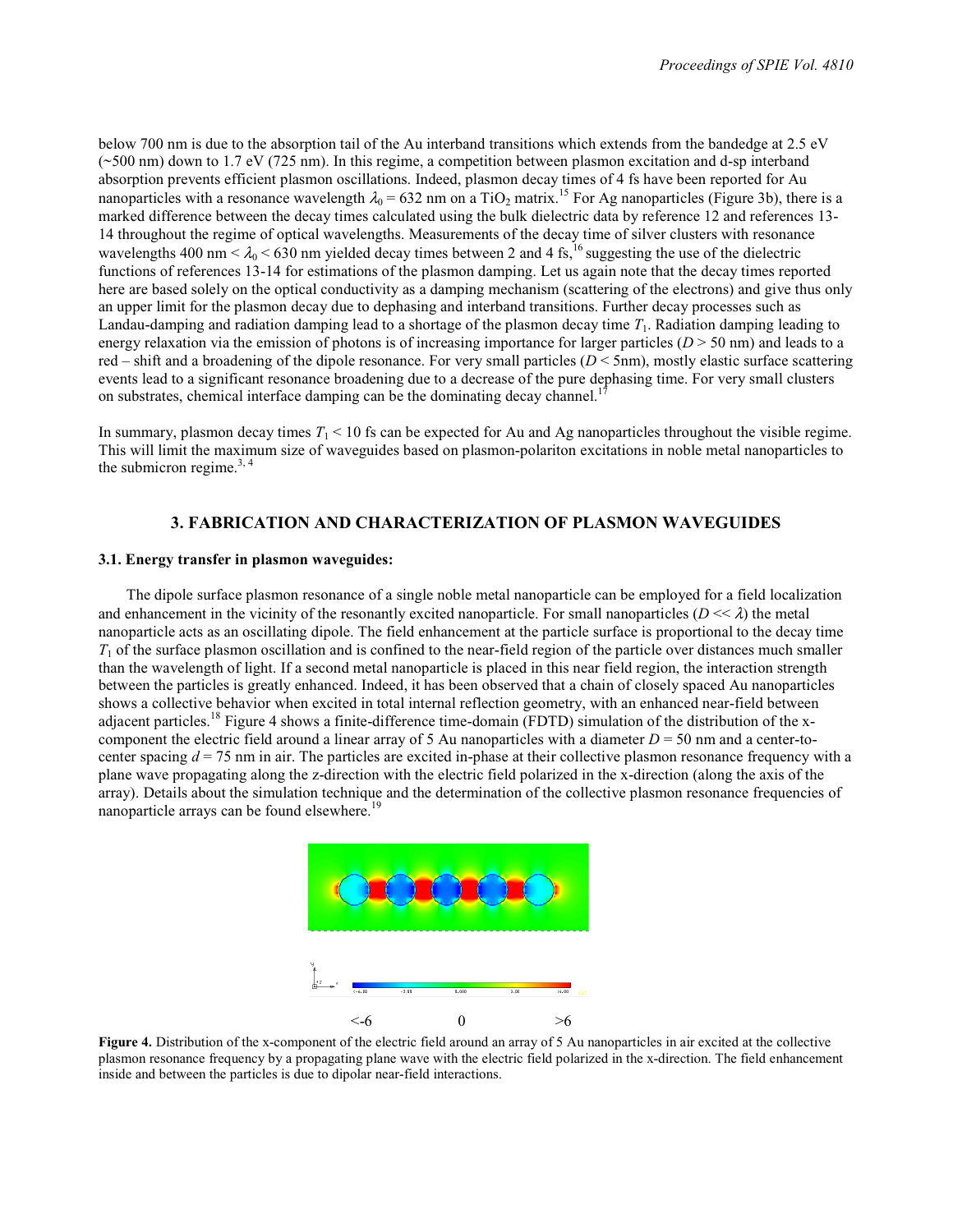below 700 nm is due to the absorption tail of the Au interband transitions which extends from the bandedge at 2.5 eV (~500 nm) down to 1.7 eV (725 nm). In this regime, a competition between plasmon excitation and d-sp interband absorption prevents efficient plasmon oscillations. Indeed, plasmon decay times of 4 fs have been reported for Au nanoparticles with a resonance wavelength $\lambda_0 = 632$ nm on a $TiO_2$ matrix.[15] For Ag nanoparticles (Figure 3b), there is a marked difference between the decay times calculated using the bulk dielectric data by reference 12 and references 13-14 throughout the regime of optical wavelengths. Measurements of the decay time of silver clusters with resonance wavelengths 400 nm $< \lambda_0 <$ 630 nm yielded decay times between 2 and 4 fs,[16] suggesting the use of the dielectric functions of references 13-14 for estimations of the plasmon damping. Let us again note that the decay times reported here are based solely on the optical conductivity as a damping mechanism (scattering of the electrons) and give thus only an upper limit for the plasmon decay due to dephasing and interband transitions. Further decay processes such as Landau-damping and radiation damping lead to a shortage of the plasmon decay time $T_1$. Radiation damping leading to energy relaxation via the emission of photons is of increasing importance for larger particles ($D > 50$ nm) and leads to a red – shift and a broadening of the dipole resonance. For very small particles ($D < 5$nm), mostly elastic surface scattering events lead to a significant resonance broadening due to a decrease of the pure dephasing time. For very small clusters on substrates, chemical interface damping can be the dominating decay channel.[17]

In summary, plasmon decay times $T_1 < 10$ fs can be expected for Au and Ag nanoparticles throughout the visible regime. This will limit the maximum size of waveguides based on plasmon-polariton excitations in noble metal nanoparticles to the submicron regime.[3, 4]

## 3. FABRICATION AND CHARACTERIZATION OF PLASMON WAVEGUIDES

### 3.1. Energy transfer in plasmon waveguides:

The dipole surface plasmon resonance of a single noble metal nanoparticle can be employed for a field localization and enhancement in the vicinity of the resonantly excited nanoparticle. For small nanoparticles ($D << \lambda$) the metal nanoparticle acts as an oscillating dipole. The field enhancement at the particle surface is proportional to the decay time $T_1$ of the surface plasmon oscillation and is confined to the near-field region of the particle over distances much smaller than the wavelength of light. If a second metal nanoparticle is placed in this near field region, the interaction strength between the particles is greatly enhanced. Indeed, it has been observed that a chain of closely spaced Au nanoparticles shows a collective behavior when excited in total internal reflection geometry, with an enhanced near-field between adjacent particles.[18] Figure 4 shows a finite-difference time-domain (FDTD) simulation of the distribution of the x-component the electric field around a linear array of 5 Au nanoparticles with a diameter $D = 50$ nm and a center-to-center spacing $d = 75$ nm in air. The particles are excited in-phase at their collective plasmon resonance frequency with a plane wave propagating along the z-direction with the electric field polarized in the x-direction (along the axis of the array). Details about the simulation technique and the determination of the collective plasmon resonance frequencies of nanoparticle arrays can be found elsewhere.[19]

<-6 0 >6

**Figure 4.** Distribution of the x-component of the electric field around an array of 5 Au nanoparticles in air excited at the collective plasmon resonance frequency by a propagating plane wave with the electric field polarized in the x-direction. The field enhancement inside and between the particles is due to dipolar near-field interactions.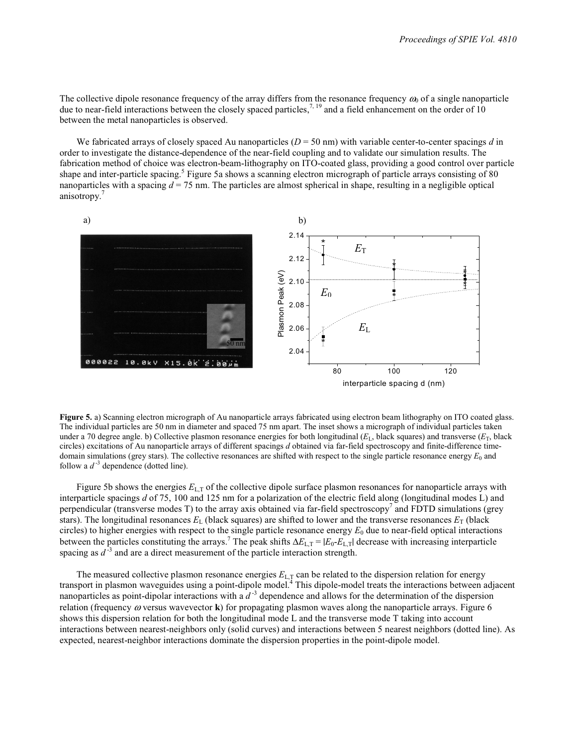The collective dipole resonance frequency of the array differs from the resonance frequency $\omega_0$ of a single nanoparticle due to near-field interactions between the closely spaced particles,[7, 19] and a field enhancement on the order of 10 between the metal nanoparticles is observed.

We fabricated arrays of closely spaced Au nanoparticles ($D = 50$ nm) with variable center-to-center spacings $d$ in order to investigate the distance-dependence of the near-field coupling and to validate our simulation results. The fabrication method of choice was electron-beam-lithography on ITO-coated glass, providing a good control over particle shape and inter-particle spacing.[5] Figure 5a shows a scanning electron micrograph of particle arrays consisting of 80 nanoparticles with a spacing $d = 75$ nm. The particles are almost spherical in shape, resulting in a negligible optical anisotropy.[7]

a)

50 nm

000022 10.0kV X15.0K 2.00µm

b)

$E_T$

$E_0$

$E_L$

Plasmon Peak (eV)

2.14
2.12
2.10
2.08
2.06
2.04

80
100
120

interparticle spacing d (nm)

**Figure 5.** a) Scanning electron micrograph of Au nanoparticle arrays fabricated using electron beam lithography on ITO coated glass. The individual particles are 50 nm in diameter and spaced 75 nm apart. The inset shows a micrograph of individual particles taken under a 70 degree angle. b) Collective plasmon resonance energies for both longitudinal ($E_L$, black squares) and transverse ($E_T$, black circles) excitations of Au nanoparticle arrays of different spacings $d$ obtained via far-field spectroscopy and finite-difference time-domain simulations (grey stars). The collective resonances are shifted with respect to the single particle resonance energy $E_0$ and follow a $d^{-3}$ dependence (dotted line).

Figure 5b shows the energies $E_{L,T}$ of the collective dipole surface plasmon resonances for nanoparticle arrays with interparticle spacings $d$ of 75, 100 and 125 nm for a polarization of the electric field along (longitudinal modes L) and perpendicular (transverse modes T) to the array axis obtained via far-field spectroscopy[7] and FDTD simulations (grey stars). The longitudinal resonances $E_L$ (black squares) are shifted to lower and the transverse resonances $E_T$ (black circles) to higher energies with respect to the single particle resonance energy $E_0$ due to near-field optical interactions between the particles constituting the arrays.[7] The peak shifts $\Delta E_{L,T} = |E_0 - E_{L,T}|$ decrease with increasing interparticle spacing as $d^{-3}$ and are a direct measurement of the particle interaction strength.

The measured collective plasmon resonance energies $E_{L,T}$ can be related to the dispersion relation for energy transport in plasmon waveguides using a point-dipole model.[4] This dipole-model treats the interactions between adjacent nanoparticles as point-dipolar interactions with a $d^{-3}$ dependence and allows for the determination of the dispersion relation (frequency $\omega$ versus wavevector $\mathbf{k}$) for propagating plasmon waves along the nanoparticle arrays. Figure 6 shows this dispersion relation for both the longitudinal mode L and the transverse mode T taking into account interactions between nearest-neighbors only (solid curves) and interactions between 5 nearest neighbors (dotted line). As expected, nearest-neighbor interactions dominate the dispersion properties in the point-dipole model.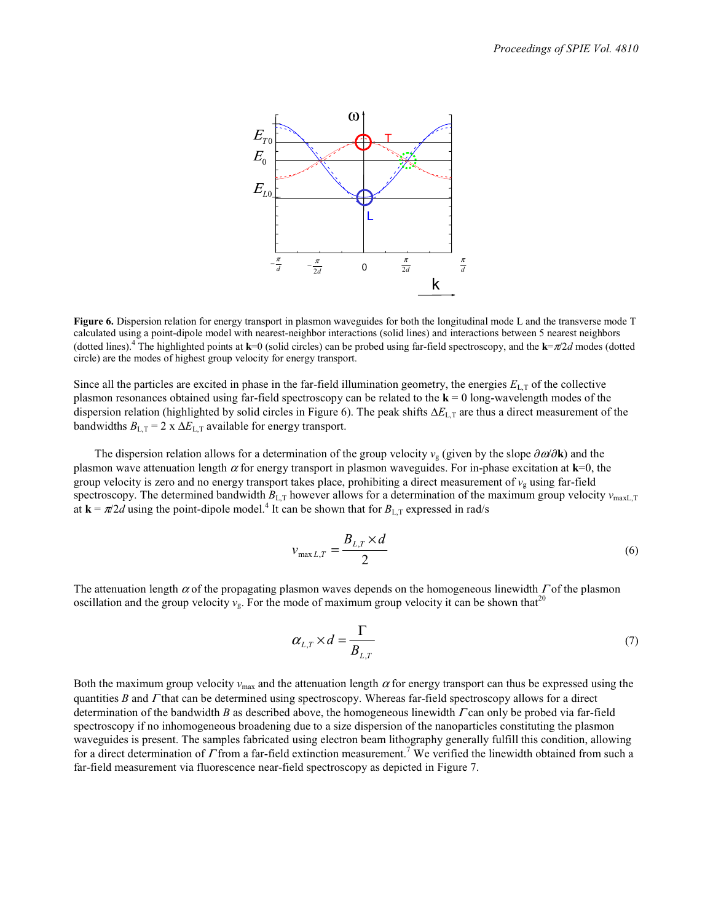ω

$E_{T0}$

$E_0$

$E_{L0}$

T

L

$-\frac{\pi}{d}$ $-\frac{\pi}{2d}$ 0 $\frac{\pi}{2d}$ $\frac{\pi}{d}$

k

**Figure 6.** Dispersion relation for energy transport in plasmon waveguides for both the longitudinal mode L and the transverse mode T calculated using a point-dipole model with nearest-neighbor interactions (solid lines) and interactions between 5 nearest neighbors (dotted lines).[4] The highlighted points at **k**=0 (solid circles) can be probed using far-field spectroscopy, and the **k**=$\pi/2d$ modes (dotted circle) are the modes of highest group velocity for energy transport.

Since all the particles are excited in phase in the far-field illumination geometry, the energies $E_{L,T}$ of the collective plasmon resonances obtained using far-field spectroscopy can be related to the **k** = 0 long-wavelength modes of the dispersion relation (highlighted by solid circles in Figure 6). The peak shifts $\Delta E_{L,T}$ are thus a direct measurement of the bandwidths $B_{L,T} = 2 \times \Delta E_{L,T}$ available for energy transport.

The dispersion relation allows for a determination of the group velocity $v_g$ (given by the slope $\partial\omega/\partial\mathbf{k}$) and the plasmon wave attenuation length $\alpha$ for energy transport in plasmon waveguides. For in-phase excitation at **k**=0, the group velocity is zero and no energy transport takes place, prohibiting a direct measurement of $v_g$ using far-field spectroscopy. The determined bandwidth $B_{L,T}$ however allows for a determination of the maximum group velocity $v_{\max L,T}$ at $\mathbf{k} = \pi/2d$ using the point-dipole model.[4] It can be shown that for $B_{L,T}$ expressed in rad/s

$$v_{\max L,T} = \frac{B_{L,T} \times d}{2} \tag{6}$$

The attenuation length $\alpha$ of the propagating plasmon waves depends on the homogeneous linewidth $\Gamma$ of the plasmon oscillation and the group velocity $v_g$. For the mode of maximum group velocity it can be shown that[20]

$$\alpha_{L,T} \times d = \frac{\Gamma}{B_{L,T}} \tag{7}$$

Both the maximum group velocity $v_{\max}$ and the attenuation length $\alpha$ for energy transport can thus be expressed using the quantities $B$ and $\Gamma$ that can be determined using spectroscopy. Whereas far-field spectroscopy allows for a direct determination of the bandwidth $B$ as described above, the homogeneous linewidth $\Gamma$ can only be probed via far-field spectroscopy if no inhomogeneous broadening due to a size dispersion of the nanoparticles constituting the plasmon waveguides is present. The samples fabricated using electron beam lithography generally fulfill this condition, allowing for a direct determination of $\Gamma$ from a far-field extinction measurement.[7] We verified the linewidth obtained from such a far-field measurement via fluorescence near-field spectroscopy as depicted in Figure 7.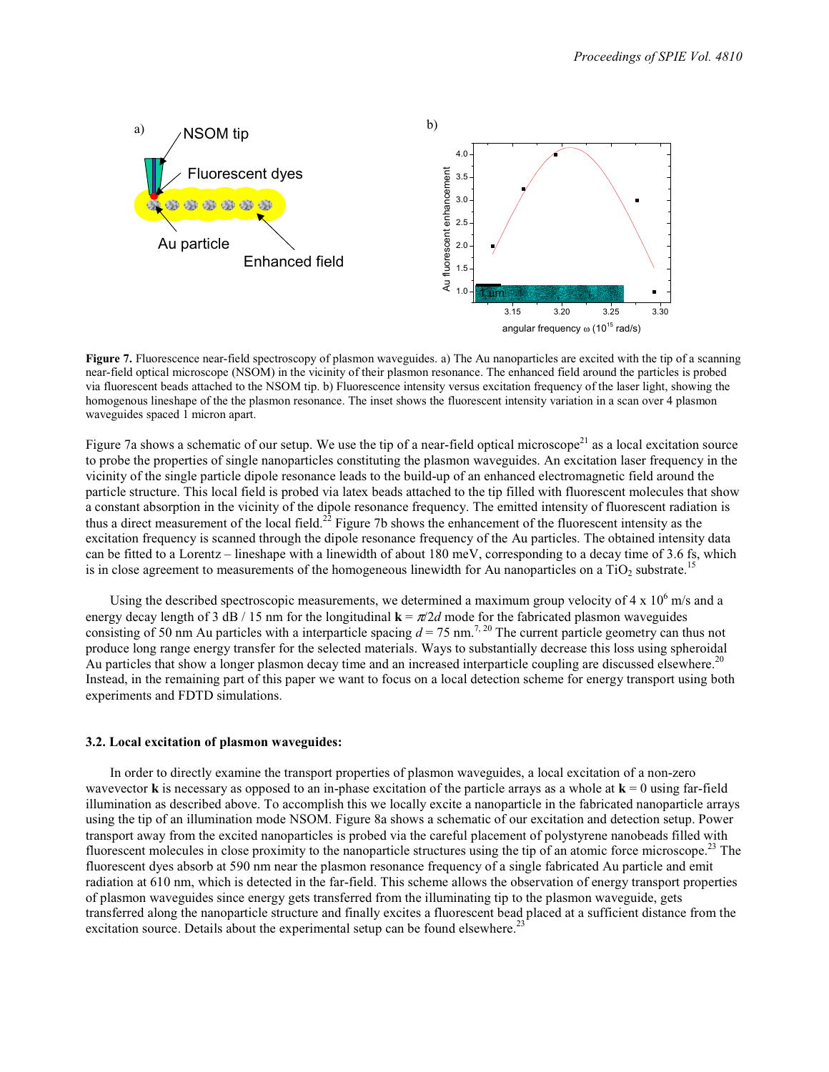a)

NSOM tip

Fluorescent dyes

Au particle

Enhanced field

b)

Au fluorescent enhancement

4.0
3.5
3.0
2.5
2.0
1.5
1.0

1 µm

3.15
3.20
3.25
3.30

angular frequency ω ($10^{15}$ rad/s)

**Figure 7.** Fluorescence near-field spectroscopy of plasmon waveguides. a) The Au nanoparticles are excited with the tip of a scanning near-field optical microscope (NSOM) in the vicinity of their plasmon resonance. The enhanced field around the particles is probed via fluorescent beads attached to the NSOM tip. b) Fluorescence intensity versus excitation frequency of the laser light, showing the homogenous lineshape of the the plasmon resonance. The inset shows the fluorescent intensity variation in a scan over 4 plasmon waveguides spaced 1 micron apart.

Figure 7a shows a schematic of our setup. We use the tip of a near-field optical microscope[21] as a local excitation source to probe the properties of single nanoparticles constituting the plasmon waveguides. An excitation laser frequency in the vicinity of the single particle dipole resonance leads to the build-up of an enhanced electromagnetic field around the particle structure. This local field is probed via latex beads attached to the tip filled with fluorescent molecules that show a constant absorption in the vicinity of the dipole resonance frequency. The emitted intensity of fluorescent radiation is thus a direct measurement of the local field.[22] Figure 7b shows the enhancement of the fluorescent intensity as the excitation frequency is scanned through the dipole resonance frequency of the Au particles. The obtained intensity data can be fitted to a Lorentz – lineshape with a linewidth of about 180 meV, corresponding to a decay time of 3.6 fs, which is in close agreement to measurements of the homogeneous linewidth for Au nanoparticles on a $TiO_2$ substrate.[15]

Using the described spectroscopic measurements, we determined a maximum group velocity of $4 \times 10^6$ m/s and a energy decay length of 3 dB / 15 nm for the longitudinal $\mathbf{k} = \pi/2d$ mode for the fabricated plasmon waveguides consisting of 50 nm Au particles with a interparticle spacing $d$ = 75 nm.[7, 20] The current particle geometry can thus not produce long range energy transfer for the selected materials. Ways to substantially decrease this loss using spheroidal Au particles that show a longer plasmon decay time and an increased interparticle coupling are discussed elsewhere.[20] Instead, in the remaining part of this paper we want to focus on a local detection scheme for energy transport using both experiments and FDTD simulations.

### 3.2. Local excitation of plasmon waveguides:

In order to directly examine the transport properties of plasmon waveguides, a local excitation of a non-zero wavevector $\mathbf{k}$ is necessary as opposed to an in-phase excitation of the particle arrays as a whole at $\mathbf{k} = 0$ using far-field illumination as described above. To accomplish this we locally excite a nanoparticle in the fabricated nanoparticle arrays using the tip of an illumination mode NSOM. Figure 8a shows a schematic of our excitation and detection setup. Power transport away from the excited nanoparticles is probed via the careful placement of polystyrene nanobeads filled with fluorescent molecules in close proximity to the nanoparticle structures using the tip of an atomic force microscope.[23] The fluorescent dyes absorb at 590 nm near the plasmon resonance frequency of a single fabricated Au particle and emit radiation at 610 nm, which is detected in the far-field. This scheme allows the observation of energy transport properties of plasmon waveguides since energy gets transferred from the illuminating tip to the plasmon waveguide, gets transferred along the nanoparticle structure and finally excites a fluorescent bead placed at a sufficient distance from the excitation source. Details about the experimental setup can be found elsewhere.[23]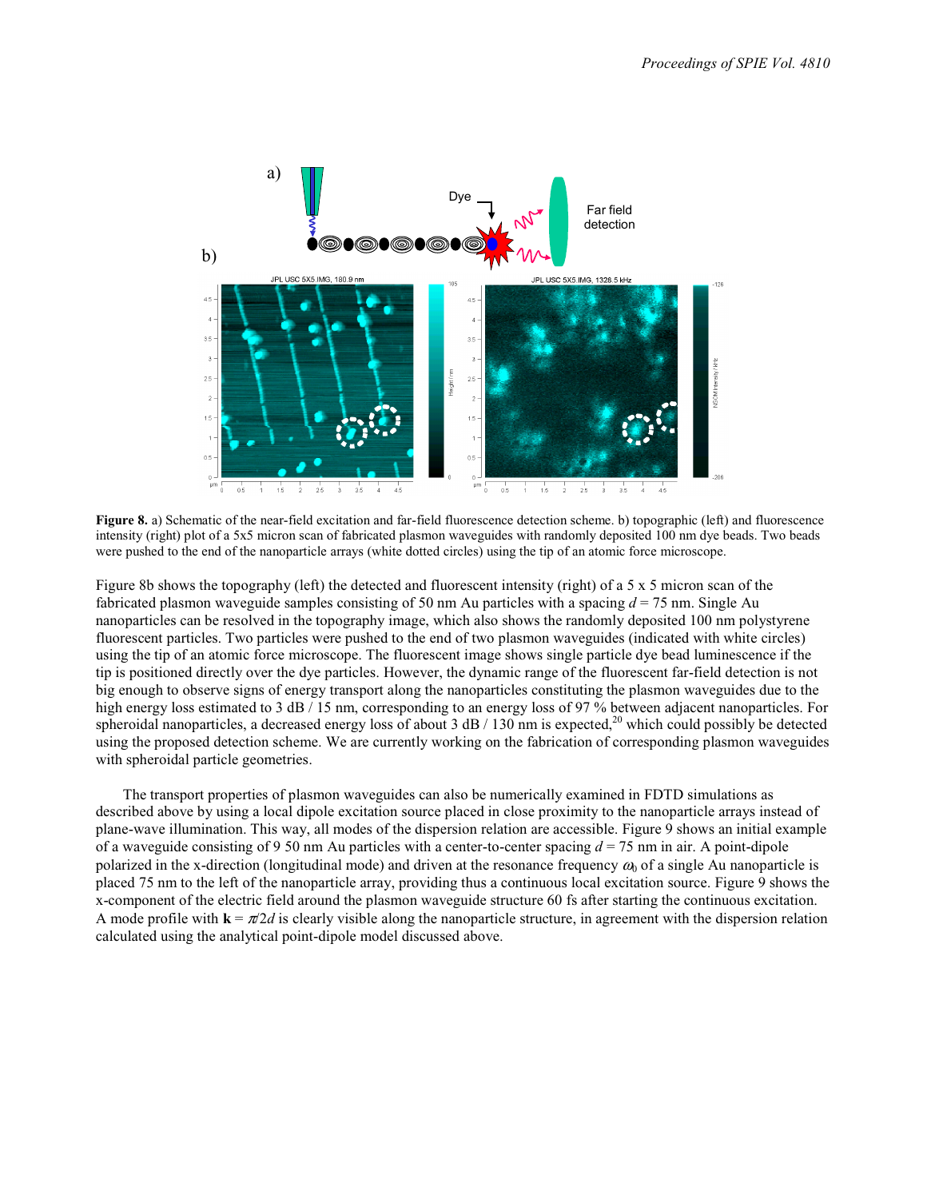a)

Dye

Far field detection

b)

JPL USC 5X5.IMG, 180.9 nm

JPL USC 5X5.IMG, 1328.5 kHz

**Figure 8.** a) Schematic of the near-field excitation and far-field fluorescence detection scheme. b) topographic (left) and fluorescence intensity (right) plot of a 5x5 micron scan of fabricated plasmon waveguides with randomly deposited 100 nm dye beads. Two beads were pushed to the end of the nanoparticle arrays (white dotted circles) using the tip of an atomic force microscope.

Figure 8b shows the topography (left) the detected and fluorescent intensity (right) of a 5 x 5 micron scan of the fabricated plasmon waveguide samples consisting of 50 nm Au particles with a spacing $d$ = 75 nm. Single Au nanoparticles can be resolved in the topography image, which also shows the randomly deposited 100 nm polystyrene fluorescent particles. Two particles were pushed to the end of two plasmon waveguides (indicated with white circles) using the tip of an atomic force microscope. The fluorescent image shows single particle dye bead luminescence if the tip is positioned directly over the dye particles. However, the dynamic range of the fluorescent far-field detection is not big enough to observe signs of energy transport along the nanoparticles constituting the plasmon waveguides due to the high energy loss estimated to 3 dB / 15 nm, corresponding to an energy loss of 97 % between adjacent nanoparticles. For spheroidal nanoparticles, a decreased energy loss of about 3 dB / 130 nm is expected,[20] which could possibly be detected using the proposed detection scheme. We are currently working on the fabrication of corresponding plasmon waveguides with spheroidal particle geometries.

The transport properties of plasmon waveguides can also be numerically examined in FDTD simulations as described above by using a local dipole excitation source placed in close proximity to the nanoparticle arrays instead of plane-wave illumination. This way, all modes of the dispersion relation are accessible. Figure 9 shows an initial example of a waveguide consisting of 9 50 nm Au particles with a center-to-center spacing $d$ = 75 nm in air. A point-dipole polarized in the x-direction (longitudinal mode) and driven at the resonance frequency $\omega_0$ of a single Au nanoparticle is placed 75 nm to the left of the nanoparticle array, providing thus a continuous local excitation source. Figure 9 shows the x-component of the electric field around the plasmon waveguide structure 60 fs after starting the continuous excitation. A mode profile with $\mathbf{k} = \pi/2d$ is clearly visible along the nanoparticle structure, in agreement with the dispersion relation calculated using the analytical point-dipole model discussed above.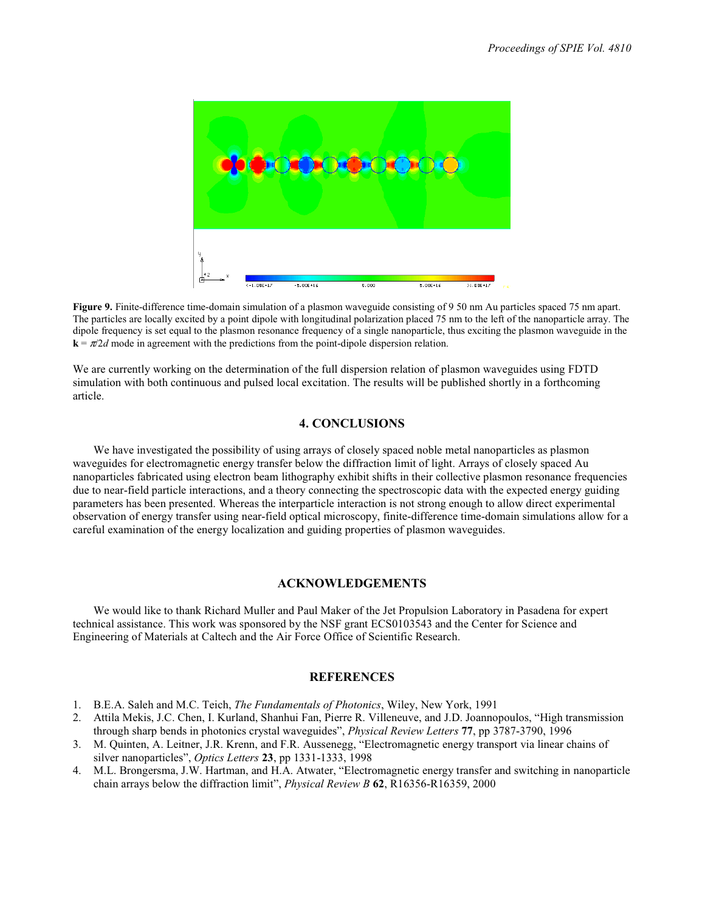<-1.00E+17 -5.00E+16 0.000 5.00E+16 >1.00E+17

**Figure 9.** Finite-difference time-domain simulation of a plasmon waveguide consisting of 9 50 nm Au particles spaced 75 nm apart. The particles are locally excited by a point dipole with longitudinal polarization placed 75 nm to the left of the nanoparticle array. The dipole frequency is set equal to the plasmon resonance frequency of a single nanoparticle, thus exciting the plasmon waveguide in the $\mathbf{k} = \pi/2d$ mode in agreement with the predictions from the point-dipole dispersion relation.

We are currently working on the determination of the full dispersion relation of plasmon waveguides using FDTD simulation with both continuous and pulsed local excitation. The results will be published shortly in a forthcoming article.

## 4. CONCLUSIONS

We have investigated the possibility of using arrays of closely spaced noble metal nanoparticles as plasmon waveguides for electromagnetic energy transfer below the diffraction limit of light. Arrays of closely spaced Au nanoparticles fabricated using electron beam lithography exhibit shifts in their collective plasmon resonance frequencies due to near-field particle interactions, and a theory connecting the spectroscopic data with the expected energy guiding parameters has been presented. Whereas the interparticle interaction is not strong enough to allow direct experimental observation of energy transfer using near-field optical microscopy, finite-difference time-domain simulations allow for a careful examination of the energy localization and guiding properties of plasmon waveguides.

## ACKNOWLEDGEMENTS

We would like to thank Richard Muller and Paul Maker of the Jet Propulsion Laboratory in Pasadena for expert technical assistance. This work was sponsored by the NSF grant ECS0103543 and the Center for Science and Engineering of Materials at Caltech and the Air Force Office of Scientific Research.

## REFERENCES

1. B.E.A. Saleh and M.C. Teich, *The Fundamentals of Photonics*, Wiley, New York, 1991
2. Attila Mekis, J.C. Chen, I. Kurland, Shanhui Fan, Pierre R. Villeneuve, and J.D. Joannopoulos, "High transmission through sharp bends in photonics crystal waveguides", *Physical Review Letters* **77**, pp 3787-3790, 1996
3. M. Quinten, A. Leitner, J.R. Krenn, and F.R. Aussenegg, "Electromagnetic energy transport via linear chains of silver nanoparticles", *Optics Letters* **23**, pp 1331-1333, 1998
4. M.L. Brongersma, J.W. Hartman, and H.A. Atwater, "Electromagnetic energy transfer and switching in nanoparticle chain arrays below the diffraction limit", *Physical Review B* **62**, R16356-R16359, 2000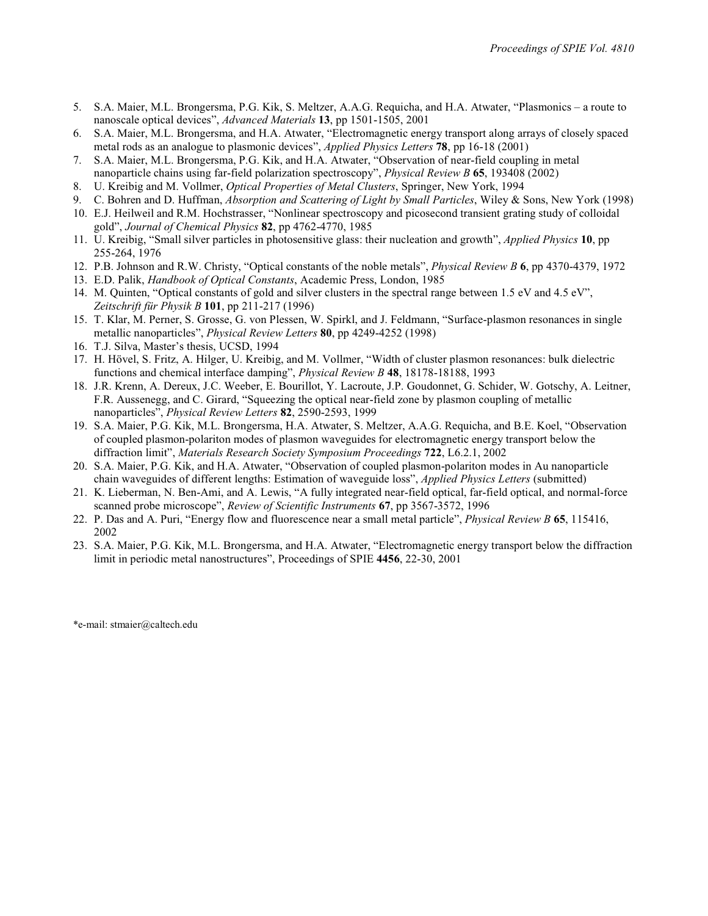5. S.A. Maier, M.L. Brongersma, P.G. Kik, S. Meltzer, A.A.G. Requicha, and H.A. Atwater, "Plasmonics – a route to nanoscale optical devices", *Advanced Materials* **13**, pp 1501-1505, 2001
6. S.A. Maier, M.L. Brongersma, and H.A. Atwater, "Electromagnetic energy transport along arrays of closely spaced metal rods as an analogue to plasmonic devices", *Applied Physics Letters* **78**, pp 16-18 (2001)
7. S.A. Maier, M.L. Brongersma, P.G. Kik, and H.A. Atwater, "Observation of near-field coupling in metal nanoparticle chains using far-field polarization spectroscopy", *Physical Review B* **65**, 193408 (2002)
8. U. Kreibig and M. Vollmer, *Optical Properties of Metal Clusters*, Springer, New York, 1994
9. C. Bohren and D. Huffman, *Absorption and Scattering of Light by Small Particles*, Wiley & Sons, New York (1998)
10. E.J. Heilweil and R.M. Hochstrasser, "Nonlinear spectroscopy and picosecond transient grating study of colloidal gold", *Journal of Chemical Physics* **82**, pp 4762-4770, 1985
11. U. Kreibig, "Small silver particles in photosensitive glass: their nucleation and growth", *Applied Physics* **10**, pp 255-264, 1976
12. P.B. Johnson and R.W. Christy, "Optical constants of the noble metals", *Physical Review B* **6**, pp 4370-4379, 1972
13. E.D. Palik, *Handbook of Optical Constants*, Academic Press, London, 1985
14. M. Quinten, "Optical constants of gold and silver clusters in the spectral range between 1.5 eV and 4.5 eV", *Zeitschrift für Physik B* **101**, pp 211-217 (1996)
15. T. Klar, M. Perner, S. Grosse, G. von Plessen, W. Spirkl, and J. Feldmann, "Surface-plasmon resonances in single metallic nanoparticles", *Physical Review Letters* **80**, pp 4249-4252 (1998)
16. T.J. Silva, Master's thesis, UCSD, 1994
17. H. Hövel, S. Fritz, A. Hilger, U. Kreibig, and M. Vollmer, "Width of cluster plasmon resonances: bulk dielectric functions and chemical interface damping", *Physical Review B* **48**, 18178-18188, 1993
18. J.R. Krenn, A. Dereux, J.C. Weeber, E. Bourillot, Y. Lacroute, J.P. Goudonnet, G. Schider, W. Gotschy, A. Leitner, F.R. Aussenegg, and C. Girard, "Squeezing the optical near-field zone by plasmon coupling of metallic nanoparticles", *Physical Review Letters* **82**, 2590-2593, 1999
19. S.A. Maier, P.G. Kik, M.L. Brongersma, H.A. Atwater, S. Meltzer, A.A.G. Requicha, and B.E. Koel, "Observation of coupled plasmon-polariton modes of plasmon waveguides for electromagnetic energy transport below the diffraction limit", *Materials Research Society Symposium Proceedings* **722**, L6.2.1, 2002
20. S.A. Maier, P.G. Kik, and H.A. Atwater, "Observation of coupled plasmon-polariton modes in Au nanoparticle chain waveguides of different lengths: Estimation of waveguide loss", *Applied Physics Letters* (submitted)
21. K. Lieberman, N. Ben-Ami, and A. Lewis, "A fully integrated near-field optical, far-field optical, and normal-force scanned probe microscope", *Review of Scientific Instruments* **67**, pp 3567-3572, 1996
22. P. Das and A. Puri, "Energy flow and fluorescence near a small metal particle", *Physical Review B* **65**, 115416, 2002
23. S.A. Maier, P.G. Kik, M.L. Brongersma, and H.A. Atwater, "Electromagnetic energy transport below the diffraction limit in periodic metal nanostructures", Proceedings of SPIE **4456**, 22-30, 2001

*e-mail: stmaier@caltech.edu